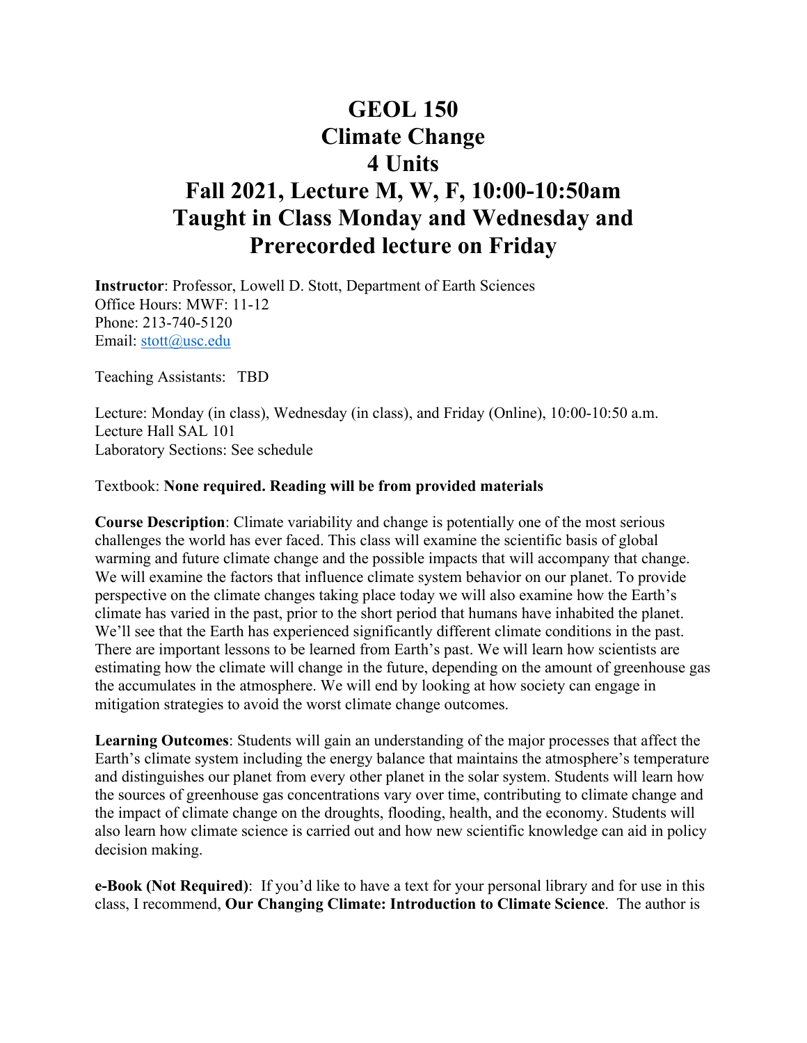# GEOL 150
# Climate Change
# 4 Units
# Fall 2021, Lecture M, W, F, 10:00-10:50am
# Taught in Class Monday and Wednesday and Prerecorded lecture on Friday

**Instructor**: Professor, Lowell D. Stott, Department of Earth Sciences
Office Hours: MWF: 11-12
Phone: 213-740-5120
Email: stott@usc.edu

Teaching Assistants: TBD

Lecture: Monday (in class), Wednesday (in class), and Friday (Online), 10:00-10:50 a.m.
Lecture Hall SAL 101
Laboratory Sections: See schedule

Textbook: **None required. Reading will be from provided materials**

**Course Description**: Climate variability and change is potentially one of the most serious challenges the world has ever faced. This class will examine the scientific basis of global warming and future climate change and the possible impacts that will accompany that change. We will examine the factors that influence climate system behavior on our planet. To provide perspective on the climate changes taking place today we will also examine how the Earth's climate has varied in the past, prior to the short period that humans have inhabited the planet. We'll see that the Earth has experienced significantly different climate conditions in the past. There are important lessons to be learned from Earth's past. We will learn how scientists are estimating how the climate will change in the future, depending on the amount of greenhouse gas the accumulates in the atmosphere. We will end by looking at how society can engage in mitigation strategies to avoid the worst climate change outcomes.

**Learning Outcomes**: Students will gain an understanding of the major processes that affect the Earth's climate system including the energy balance that maintains the atmosphere's temperature and distinguishes our planet from every other planet in the solar system. Students will learn how the sources of greenhouse gas concentrations vary over time, contributing to climate change and the impact of climate change on the droughts, flooding, health, and the economy. Students will also learn how climate science is carried out and how new scientific knowledge can aid in policy decision making.

**e-Book (Not Required)**: If you'd like to have a text for your personal library and for use in this class, I recommend, **Our Changing Climate: Introduction to Climate Science**. The author is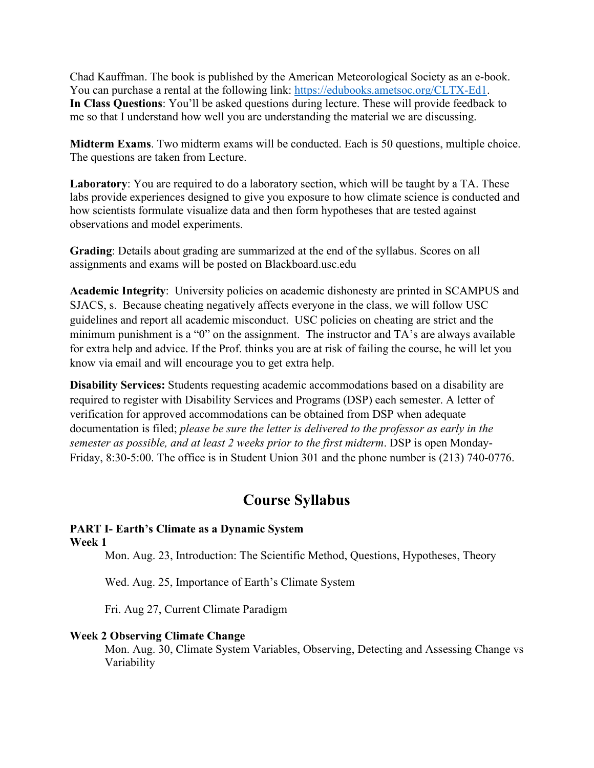Chad Kauffman. The book is published by the American Meteorological Society as an e-book. You can purchase a rental at the following link: [https://edubooks.ametsoc.org/CLTX-Ed1](https://edubooks.ametsoc.org/CLTX-Ed1).
**In Class Questions**: You'll be asked questions during lecture. These will provide feedback to me so that I understand how well you are understanding the material we are discussing.

**Midterm Exams**. Two midterm exams will be conducted. Each is 50 questions, multiple choice. The questions are taken from Lecture.

**Laboratory**: You are required to do a laboratory section, which will be taught by a TA. These labs provide experiences designed to give you exposure to how climate science is conducted and how scientists formulate visualize data and then form hypotheses that are tested against observations and model experiments.

**Grading**: Details about grading are summarized at the end of the syllabus. Scores on all assignments and exams will be posted on Blackboard.usc.edu

**Academic Integrity**: University policies on academic dishonesty are printed in SCAMPUS and SJACS, s. Because cheating negatively affects everyone in the class, we will follow USC guidelines and report all academic misconduct. USC policies on cheating are strict and the minimum punishment is a "0" on the assignment. The instructor and TA's are always available for extra help and advice. If the Prof. thinks you are at risk of failing the course, he will let you know via email and will encourage you to get extra help.

**Disability Services:** Students requesting academic accommodations based on a disability are required to register with Disability Services and Programs (DSP) each semester. A letter of verification for approved accommodations can be obtained from DSP when adequate documentation is filed; *please be sure the letter is delivered to the professor as early in the semester as possible, and at least 2 weeks prior to the first midterm*. DSP is open Monday-Friday, 8:30-5:00. The office is in Student Union 301 and the phone number is (213) 740-0776.

# Course Syllabus

**PART I- Earth's Climate as a Dynamic System**
**Week 1**

Mon. Aug. 23, Introduction: The Scientific Method, Questions, Hypotheses, Theory

Wed. Aug. 25, Importance of Earth's Climate System

Fri. Aug 27, Current Climate Paradigm

**Week 2 Observing Climate Change**

Mon. Aug. 30, Climate System Variables, Observing, Detecting and Assessing Change vs Variability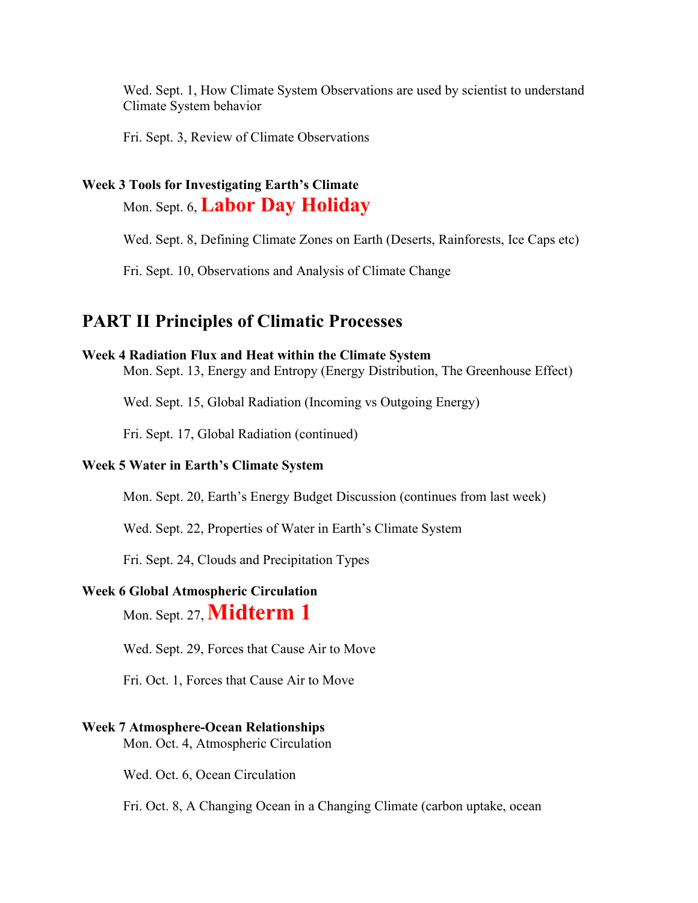Wed. Sept. 1, How Climate System Observations are used by scientist to understand Climate System behavior

Fri. Sept. 3, Review of Climate Observations

**Week 3 Tools for Investigating Earth's Climate**

Mon. Sept. 6, **Labor Day Holiday**

Wed. Sept. 8, Defining Climate Zones on Earth (Deserts, Rainforests, Ice Caps etc)

Fri. Sept. 10, Observations and Analysis of Climate Change

## PART II Principles of Climatic Processes

**Week 4 Radiation Flux and Heat within the Climate System**

Mon. Sept. 13, Energy and Entropy (Energy Distribution, The Greenhouse Effect)

Wed. Sept. 15, Global Radiation (Incoming vs Outgoing Energy)

Fri. Sept. 17, Global Radiation (continued)

**Week 5 Water in Earth's Climate System**

Mon. Sept. 20, Earth's Energy Budget Discussion (continues from last week)

Wed. Sept. 22, Properties of Water in Earth's Climate System

Fri. Sept. 24, Clouds and Precipitation Types

**Week 6 Global Atmospheric Circulation**

Mon. Sept. 27, **Midterm 1**

Wed. Sept. 29, Forces that Cause Air to Move

Fri. Oct. 1, Forces that Cause Air to Move

**Week 7 Atmosphere-Ocean Relationships**

Mon. Oct. 4, Atmospheric Circulation

Wed. Oct. 6, Ocean Circulation

Fri. Oct. 8, A Changing Ocean in a Changing Climate (carbon uptake, ocean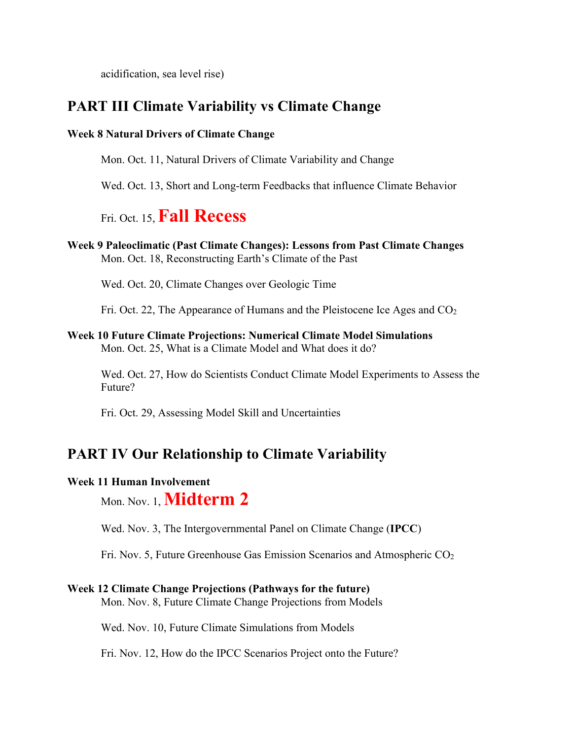acidification, sea level rise)

## PART III Climate Variability vs Climate Change

#### Week 8 Natural Drivers of Climate Change

Mon. Oct. 11, Natural Drivers of Climate Variability and Change

Wed. Oct. 13, Short and Long-term Feedbacks that influence Climate Behavior

Fri. Oct. 15, **Fall Recess**

#### Week 9 Paleoclimatic (Past Climate Changes): Lessons from Past Climate Changes

Mon. Oct. 18, Reconstructing Earth's Climate of the Past

Wed. Oct. 20, Climate Changes over Geologic Time

Fri. Oct. 22, The Appearance of Humans and the Pleistocene Ice Ages and $CO_2$

#### Week 10 Future Climate Projections: Numerical Climate Model Simulations

Mon. Oct. 25, What is a Climate Model and What does it do?

Wed. Oct. 27, How do Scientists Conduct Climate Model Experiments to Assess the Future?

Fri. Oct. 29, Assessing Model Skill and Uncertainties

## PART IV Our Relationship to Climate Variability

#### Week 11 Human Involvement

Mon. Nov. 1, **Midterm 2**

Wed. Nov. 3, The Intergovernmental Panel on Climate Change (**IPCC**)

Fri. Nov. 5, Future Greenhouse Gas Emission Scenarios and Atmospheric $CO_2$

#### Week 12 Climate Change Projections (Pathways for the future)

Mon. Nov. 8, Future Climate Change Projections from Models

Wed. Nov. 10, Future Climate Simulations from Models

Fri. Nov. 12, How do the IPCC Scenarios Project onto the Future?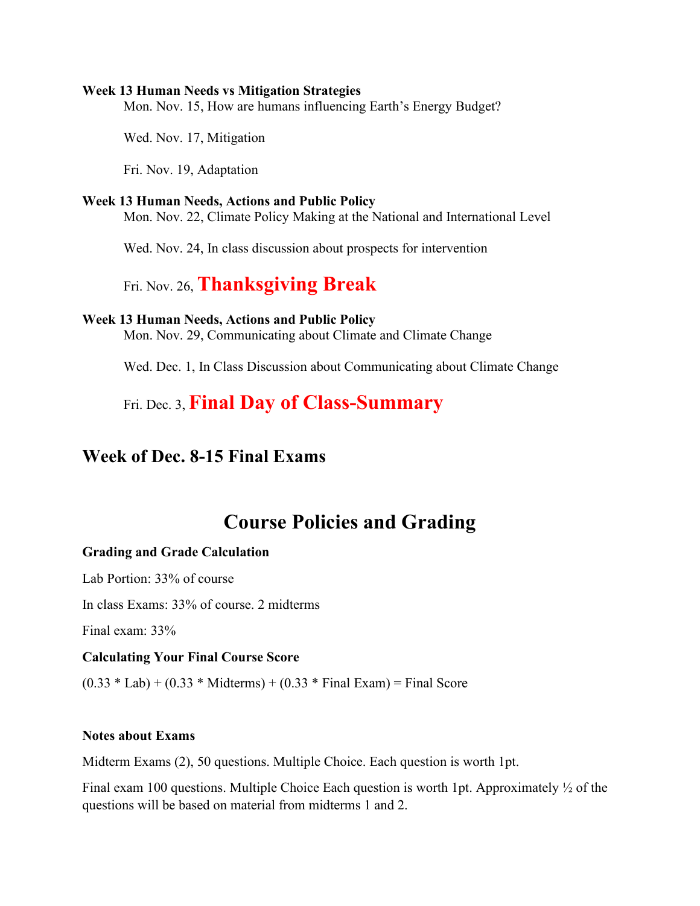**Week 13 Human Needs vs Mitigation Strategies**

Mon. Nov. 15, How are humans influencing Earth's Energy Budget?

Wed. Nov. 17, Mitigation

Fri. Nov. 19, Adaptation

**Week 13 Human Needs, Actions and Public Policy**

Mon. Nov. 22, Climate Policy Making at the National and International Level

Wed. Nov. 24, In class discussion about prospects for intervention

Fri. Nov. 26, **Thanksgiving Break**

**Week 13 Human Needs, Actions and Public Policy**

Mon. Nov. 29, Communicating about Climate and Climate Change

Wed. Dec. 1, In Class Discussion about Communicating about Climate Change

Fri. Dec. 3, **Final Day of Class-Summary**

## Week of Dec. 8-15 Final Exams

# Course Policies and Grading

**Grading and Grade Calculation**

Lab Portion: 33% of course

In class Exams: 33% of course. 2 midterms

Final exam: 33%

**Calculating Your Final Course Score**

(0.33 * Lab) + (0.33 * Midterms) + (0.33 * Final Exam) = Final Score

**Notes about Exams**

Midterm Exams (2), 50 questions. Multiple Choice. Each question is worth 1pt.

Final exam 100 questions. Multiple Choice Each question is worth 1pt. Approximately ½ of the questions will be based on material from midterms 1 and 2.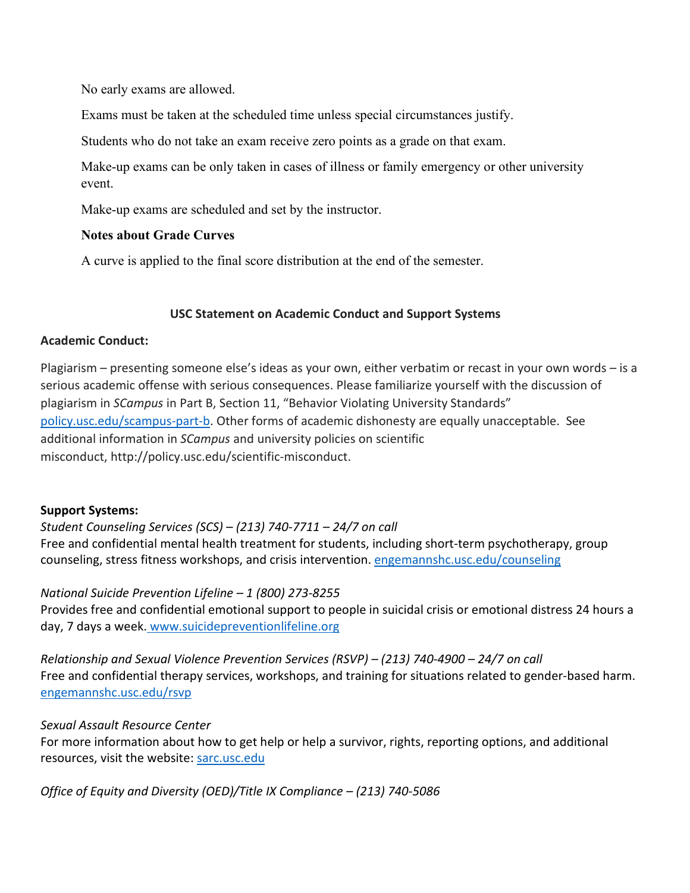No early exams are allowed.

Exams must be taken at the scheduled time unless special circumstances justify.

Students who do not take an exam receive zero points as a grade on that exam.

Make-up exams can be only taken in cases of illness or family emergency or other university event.

Make-up exams are scheduled and set by the instructor.

**Notes about Grade Curves**

A curve is applied to the final score distribution at the end of the semester.

## USC Statement on Academic Conduct and Support Systems

**Academic Conduct:**

Plagiarism – presenting someone else's ideas as your own, either verbatim or recast in your own words – is a serious academic offense with serious consequences. Please familiarize yourself with the discussion of plagiarism in *SCampus* in Part B, Section 11, "Behavior Violating University Standards" policy.usc.edu/scampus-part-b. Other forms of academic dishonesty are equally unacceptable. See additional information in *SCampus* and university policies on scientific misconduct, http://policy.usc.edu/scientific-misconduct.

**Support Systems:**

*Student Counseling Services (SCS) – (213) 740-7711 – 24/7 on call*
Free and confidential mental health treatment for students, including short-term psychotherapy, group counseling, stress fitness workshops, and crisis intervention. engemannshc.usc.edu/counseling

*National Suicide Prevention Lifeline – 1 (800) 273-8255*
Provides free and confidential emotional support to people in suicidal crisis or emotional distress 24 hours a day, 7 days a week. www.suicidepreventionlifeline.org

*Relationship and Sexual Violence Prevention Services (RSVP) – (213) 740-4900 – 24/7 on call*
Free and confidential therapy services, workshops, and training for situations related to gender-based harm. engemannshc.usc.edu/rsvp

*Sexual Assault Resource Center*
For more information about how to get help or help a survivor, rights, reporting options, and additional resources, visit the website: sarc.usc.edu

*Office of Equity and Diversity (OED)/Title IX Compliance – (213) 740-5086*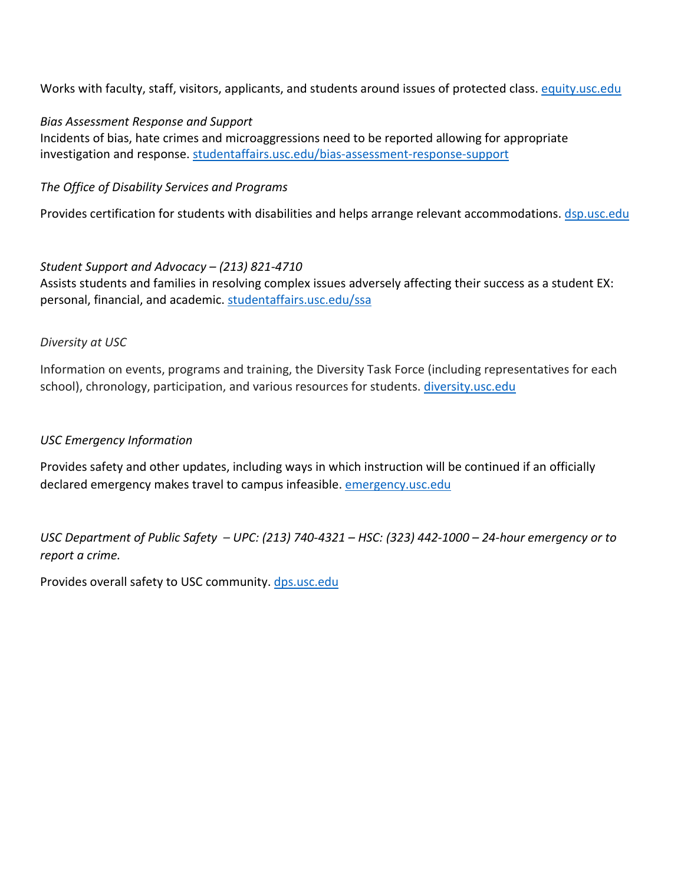Works with faculty, staff, visitors, applicants, and students around issues of protected class. [equity.usc.edu](equity.usc.edu)

*Bias Assessment Response and Support*

Incidents of bias, hate crimes and microaggressions need to be reported allowing for appropriate investigation and response. [studentaffairs.usc.edu/bias-assessment-response-support](studentaffairs.usc.edu/bias-assessment-response-support)

*The Office of Disability Services and Programs*

Provides certification for students with disabilities and helps arrange relevant accommodations. [dsp.usc.edu](dsp.usc.edu)

*Student Support and Advocacy – (213) 821-4710*

Assists students and families in resolving complex issues adversely affecting their success as a student EX: personal, financial, and academic. [studentaffairs.usc.edu/ssa](studentaffairs.usc.edu/ssa)

*Diversity at USC*

Information on events, programs and training, the Diversity Task Force (including representatives for each school), chronology, participation, and various resources for students. [diversity.usc.edu](diversity.usc.edu)

*USC Emergency Information*

Provides safety and other updates, including ways in which instruction will be continued if an officially declared emergency makes travel to campus infeasible. [emergency.usc.edu](emergency.usc.edu)

*USC Department of Public Safety – UPC: (213) 740-4321 – HSC: (323) 442-1000 – 24-hour emergency or to report a crime.*

Provides overall safety to USC community. [dps.usc.edu](dps.usc.edu)